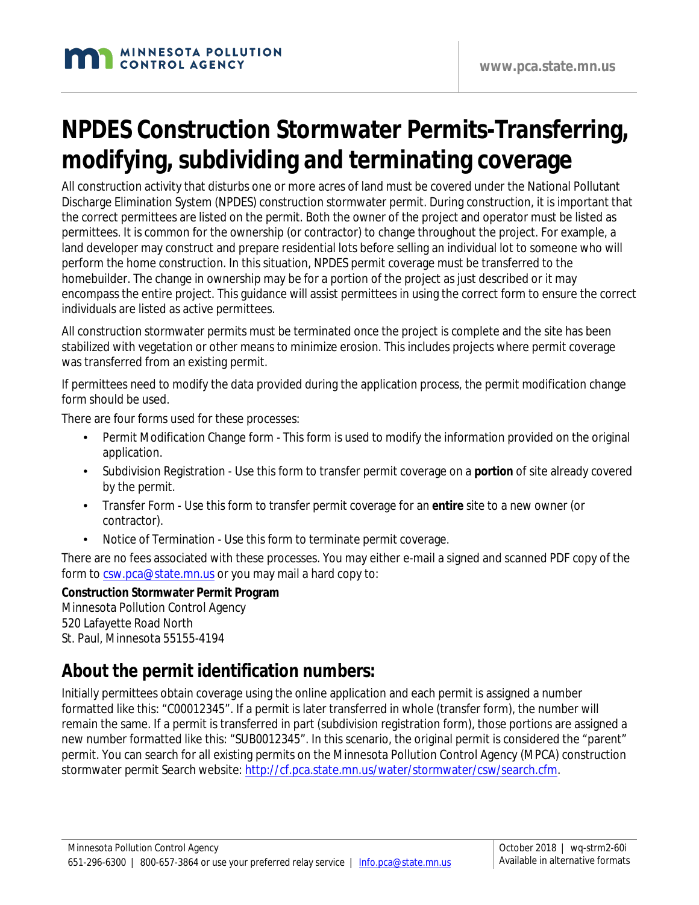# NPDES Construction Stormwater Permits-Transferring, modifying, subdividing and terminating coverage

All construction activity that disturbs one or more acres of land must be covered under the National Pollutant Discharge Elimination System (NPDES) construction stormwater permit. During construction, it is important that the correct permittees are listed on the permit. Both the owner of the project and operator must be listed as permittees. It is common for the ownership (or contractor) to change throughout the project. For example, a land developer may construct and prepare residential lots before selling an individual lot to someone who will perform the home construction. In this situation, NPDES permit coverage must be transferred to the homebuilder. The change in ownership may be for a portion of the project as just described or it may encompass the entire project. This guidance will assist permittees in using the correct form to ensure the correct individuals are listed as active permittees.

All construction stormwater permits must be terminated once the project is complete and the site has been stabilized with vegetation or other means to minimize erosion. This includes projects where permit coverage was transferred from an existing permit.

If permittees need to modify the data provided during the application process, the permit modification change form should be used.

There are four forms used for these processes:

- Permit Modification Change form - This form is used to modify the information provided on the original application.
- Subdivision Registration - Use this form to transfer permit coverage on a **portion** of site already covered by the permit.
- Transfer Form - Use this form to transfer permit coverage for an **entire** site to a new owner (or contractor).
- Notice of Termination - Use this form to terminate permit coverage.

There are no fees associated with these processes. You may either e-mail a signed and scanned PDF copy of the form to csw.pca@state.mn.us or you may mail a hard copy to:

**Construction Stormwater Permit Program**
Minnesota Pollution Control Agency
520 Lafayette Road North
St. Paul, Minnesota 55155-4194

## About the permit identification numbers:

Initially permittees obtain coverage using the online application and each permit is assigned a number formatted like this: "C00012345". If a permit is later transferred in whole (transfer form), the number will remain the same. If a permit is transferred in part (subdivision registration form), those portions are assigned a new number formatted like this: "SUB0012345". In this scenario, the original permit is considered the "parent" permit. You can search for all existing permits on the Minnesota Pollution Control Agency (MPCA) construction stormwater permit Search website: http://cf.pca.state.mn.us/water/stormwater/csw/search.cfm.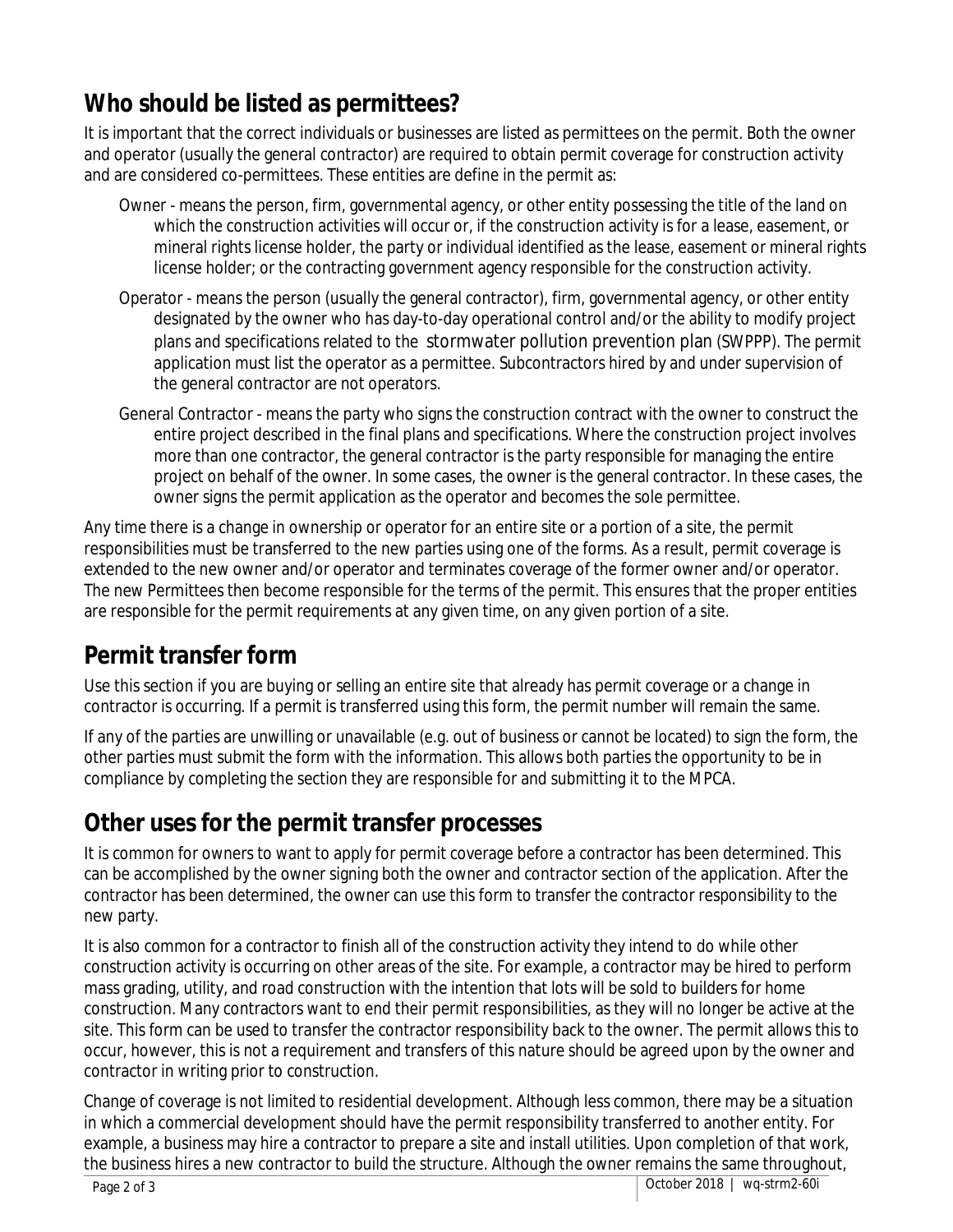## Who should be listed as permittees?

It is important that the correct individuals or businesses are listed as permittees on the permit. Both the owner and operator (usually the general contractor) are required to obtain permit coverage for construction activity and are considered co-permittees. These entities are define in the permit as:

Owner - means the person, firm, governmental agency, or other entity possessing the title of the land on which the construction activities will occur or, if the construction activity is for a lease, easement, or mineral rights license holder, the party or individual identified as the lease, easement or mineral rights license holder; or the contracting government agency responsible for the construction activity.

Operator - means the person (usually the general contractor), firm, governmental agency, or other entity designated by the owner who has day-to-day operational control and/or the ability to modify project plans and specifications related to the stormwater pollution prevention plan (SWPPP). The permit application must list the operator as a permittee. Subcontractors hired by and under supervision of the general contractor are not operators.

General Contractor - means the party who signs the construction contract with the owner to construct the entire project described in the final plans and specifications. Where the construction project involves more than one contractor, the general contractor is the party responsible for managing the entire project on behalf of the owner. In some cases, the owner is the general contractor. In these cases, the owner signs the permit application as the operator and becomes the sole permittee.

Any time there is a change in ownership or operator for an entire site or a portion of a site, the permit responsibilities must be transferred to the new parties using one of the forms. As a result, permit coverage is extended to the new owner and/or operator and terminates coverage of the former owner and/or operator. The new Permittees then become responsible for the terms of the permit. This ensures that the proper entities are responsible for the permit requirements at any given time, on any given portion of a site.

## Permit transfer form

Use this section if you are buying or selling an entire site that already has permit coverage or a change in contractor is occurring. If a permit is transferred using this form, the permit number will remain the same.

If any of the parties are unwilling or unavailable (e.g. out of business or cannot be located) to sign the form, the other parties must submit the form with the information. This allows both parties the opportunity to be in compliance by completing the section they are responsible for and submitting it to the MPCA.

## Other uses for the permit transfer processes

It is common for owners to want to apply for permit coverage before a contractor has been determined. This can be accomplished by the owner signing both the owner and contractor section of the application. After the contractor has been determined, the owner can use this form to transfer the contractor responsibility to the new party.

It is also common for a contractor to finish all of the construction activity they intend to do while other construction activity is occurring on other areas of the site. For example, a contractor may be hired to perform mass grading, utility, and road construction with the intention that lots will be sold to builders for home construction. Many contractors want to end their permit responsibilities, as they will no longer be active at the site. This form can be used to transfer the contractor responsibility back to the owner. The permit allows this to occur, however, this is not a requirement and transfers of this nature should be agreed upon by the owner and contractor in writing prior to construction.

Change of coverage is not limited to residential development. Although less common, there may be a situation in which a commercial development should have the permit responsibility transferred to another entity. For example, a business may hire a contractor to prepare a site and install utilities. Upon completion of that work, the business hires a new contractor to build the structure. Although the owner remains the same throughout,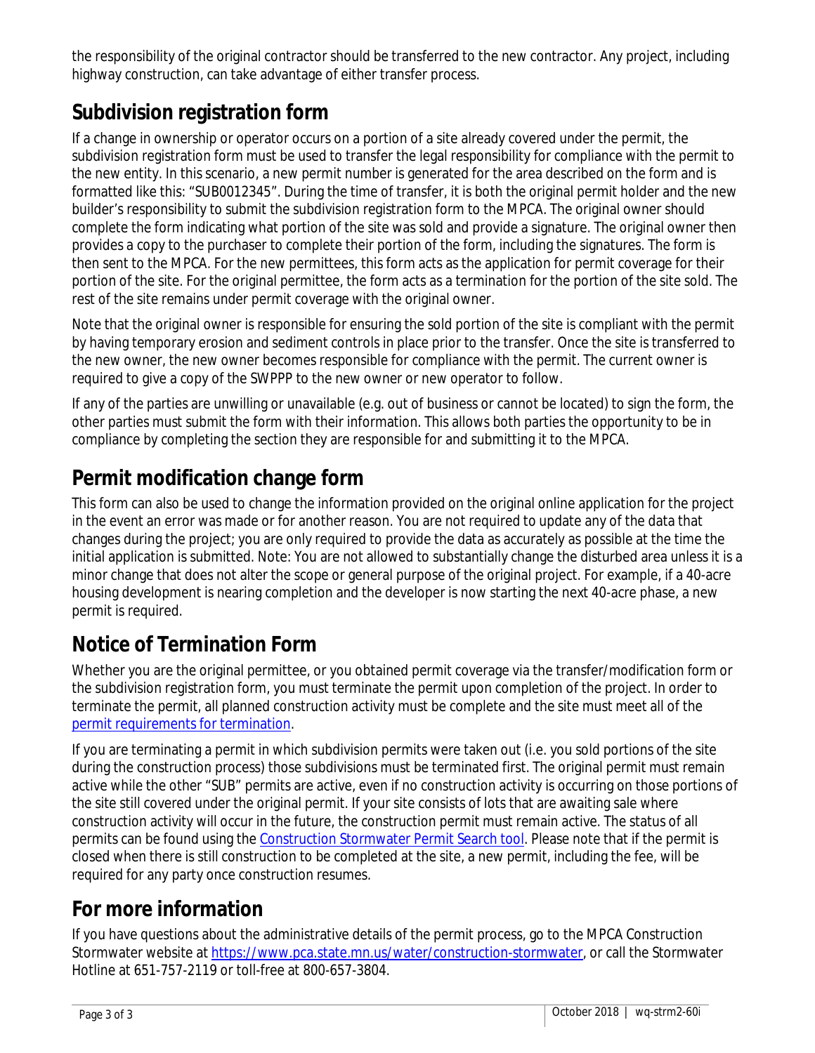the responsibility of the original contractor should be transferred to the new contractor. Any project, including highway construction, can take advantage of either transfer process.

## Subdivision registration form

If a change in ownership or operator occurs on a portion of a site already covered under the permit, the subdivision registration form must be used to transfer the legal responsibility for compliance with the permit to the new entity. In this scenario, a new permit number is generated for the area described on the form and is formatted like this: "SUB0012345". During the time of transfer, it is both the original permit holder and the new builder's responsibility to submit the subdivision registration form to the MPCA. The original owner should complete the form indicating what portion of the site was sold and provide a signature. The original owner then provides a copy to the purchaser to complete their portion of the form, including the signatures. The form is then sent to the MPCA. For the new permittees, this form acts as the application for permit coverage for their portion of the site. For the original permittee, the form acts as a termination for the portion of the site sold. The rest of the site remains under permit coverage with the original owner.

Note that the original owner is responsible for ensuring the sold portion of the site is compliant with the permit by having temporary erosion and sediment controls in place prior to the transfer. Once the site is transferred to the new owner, the new owner becomes responsible for compliance with the permit. The current owner is required to give a copy of the SWPPP to the new owner or new operator to follow.

If any of the parties are unwilling or unavailable (e.g. out of business or cannot be located) to sign the form, the other parties must submit the form with their information. This allows both parties the opportunity to be in compliance by completing the section they are responsible for and submitting it to the MPCA.

## Permit modification change form

This form can also be used to change the information provided on the original online application for the project in the event an error was made or for another reason. You are not required to update any of the data that changes during the project; you are only required to provide the data as accurately as possible at the time the initial application is submitted. Note: You are not allowed to substantially change the disturbed area unless it is a minor change that does not alter the scope or general purpose of the original project. For example, if a 40-acre housing development is nearing completion and the developer is now starting the next 40-acre phase, a new permit is required.

## Notice of Termination Form

Whether you are the original permittee, or you obtained permit coverage via the transfer/modification form or the subdivision registration form, you must terminate the permit upon completion of the project. In order to terminate the permit, all planned construction activity must be complete and the site must meet all of the permit requirements for termination.

If you are terminating a permit in which subdivision permits were taken out (i.e. you sold portions of the site during the construction process) those subdivisions must be terminated first. The original permit must remain active while the other "SUB" permits are active, even if no construction activity is occurring on those portions of the site still covered under the original permit. If your site consists of lots that are awaiting sale where construction activity will occur in the future, the construction permit must remain active. The status of all permits can be found using the Construction Stormwater Permit Search tool. Please note that if the permit is closed when there is still construction to be completed at the site, a new permit, including the fee, will be required for any party once construction resumes.

## For more information

If you have questions about the administrative details of the permit process, go to the MPCA Construction Stormwater website at https://www.pca.state.mn.us/water/construction-stormwater, or call the Stormwater Hotline at 651-757-2119 or toll-free at 800-657-3804.